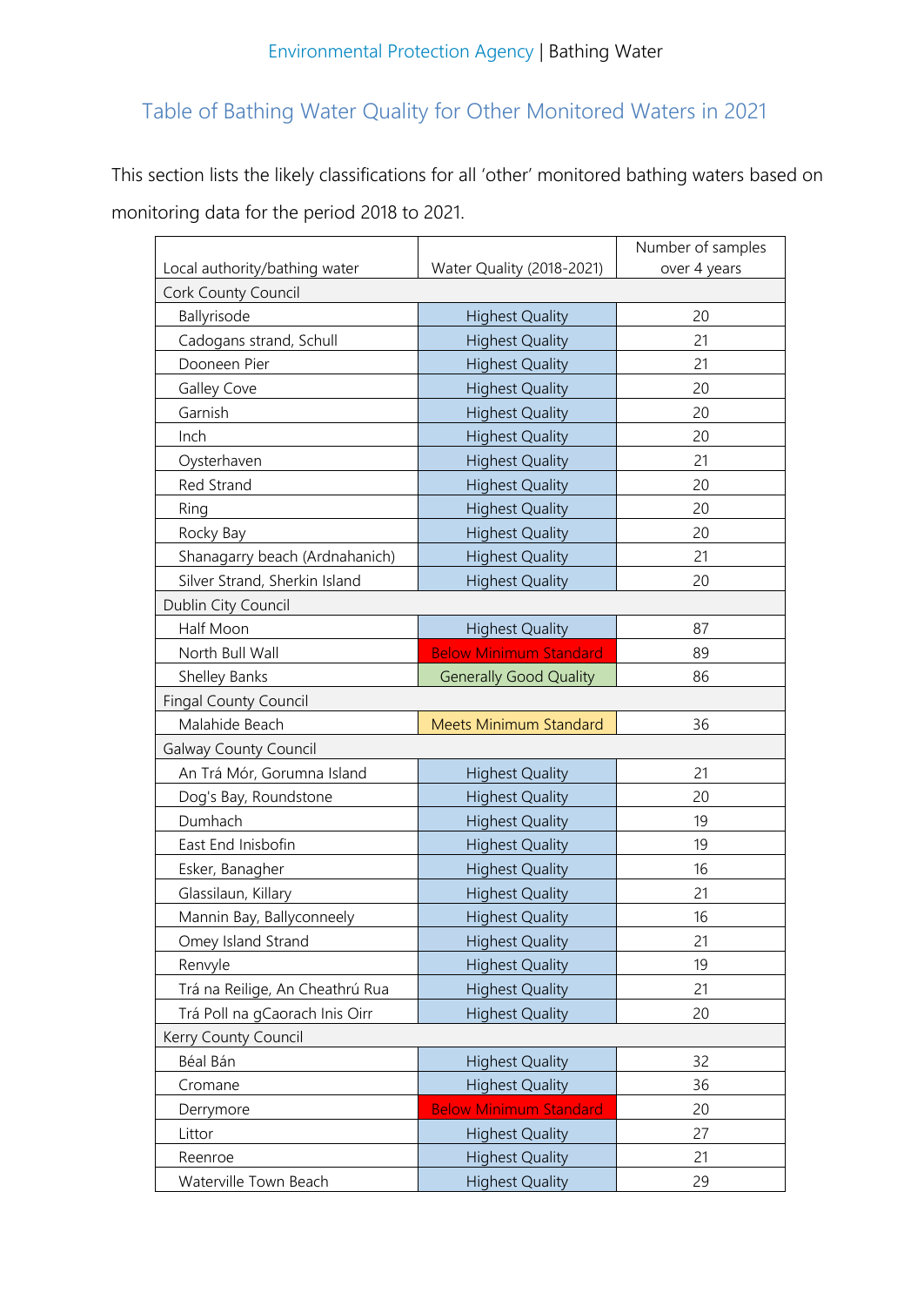# Table of Bathing Water Quality for Other Monitored Waters in 2021

This section lists the likely classifications for all 'other' monitored bathing waters based on monitoring data for the period 2018 to 2021.

| Local authority/bathing water | Water Quality (2018-2021) | Number of samples over 4 years |
|---|---|---|
| Cork County Council | | |
| Ballyrisode | Highest Quality | 20 |
| Cadogans strand, Schull | Highest Quality | 21 |
| Dooneen Pier | Highest Quality | 21 |
| Galley Cove | Highest Quality | 20 |
| Garnish | Highest Quality | 20 |
| Inch | Highest Quality | 20 |
| Oysterhaven | Highest Quality | 21 |
| Red Strand | Highest Quality | 20 |
| Ring | Highest Quality | 20 |
| Rocky Bay | Highest Quality | 20 |
| Shanagarry beach (Ardnahanich) | Highest Quality | 21 |
| Silver Strand, Sherkin Island | Highest Quality | 20 |
| Dublin City Council | | |
| Half Moon | Highest Quality | 87 |
| North Bull Wall | Below Minimum Standard | 89 |
| Shelley Banks | Generally Good Quality | 86 |
| Fingal County Council | | |
| Malahide Beach | Meets Minimum Standard | 36 |
| Galway County Council | | |
| An Trá Mór, Gorumna Island | Highest Quality | 21 |
| Dog's Bay, Roundstone | Highest Quality | 20 |
| Dumhach | Highest Quality | 19 |
| East End Inisbofin | Highest Quality | 19 |
| Esker, Banagher | Highest Quality | 16 |
| Glassilaun, Killary | Highest Quality | 21 |
| Mannin Bay, Ballyconneely | Highest Quality | 16 |
| Omey Island Strand | Highest Quality | 21 |
| Renvyle | Highest Quality | 19 |
| Trá na Reilige, An Cheathrú Rua | Highest Quality | 21 |
| Trá Poll na gCaorach Inis Oirr | Highest Quality | 20 |
| Kerry County Council | | |
| Béal Bán | Highest Quality | 32 |
| Cromane | Highest Quality | 36 |
| Derrymore | Below Minimum Standard | 20 |
| Littor | Highest Quality | 27 |
| Reenroe | Highest Quality | 21 |
| Waterville Town Beach | Highest Quality | 29 |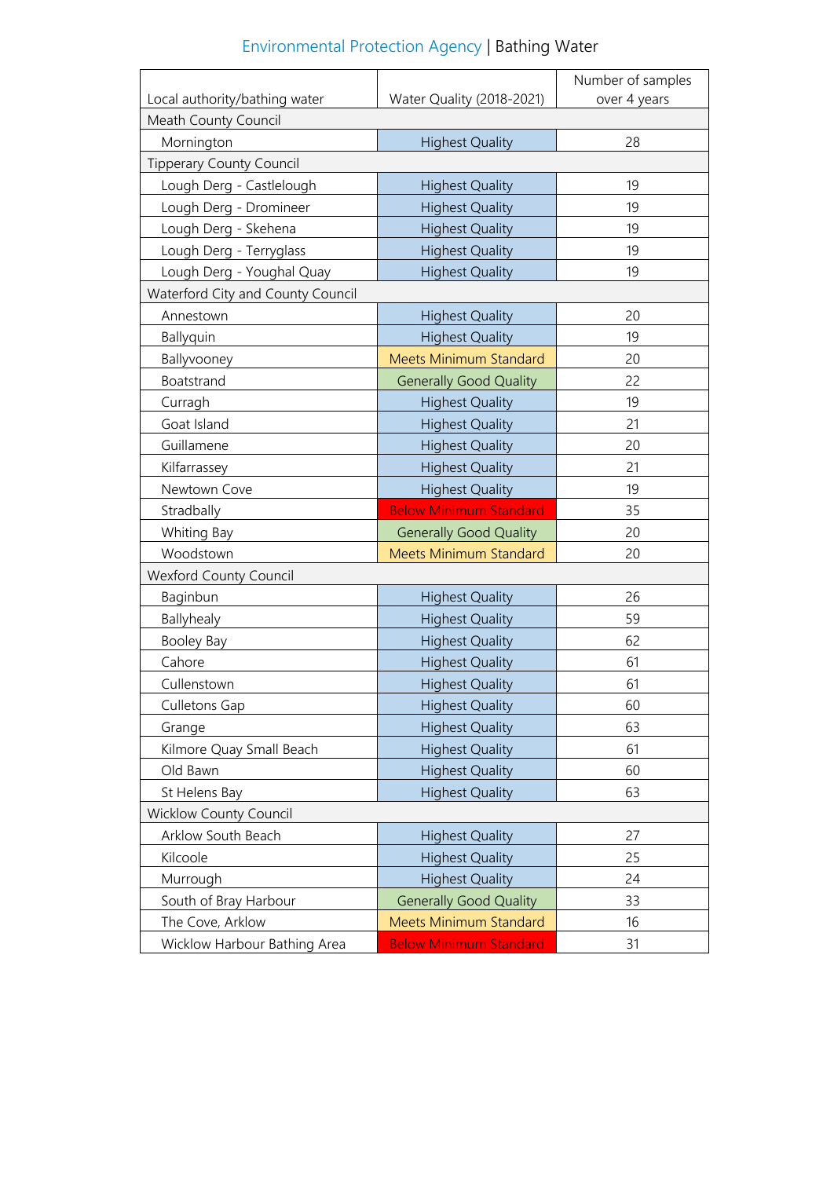| Local authority/bathing water | Water Quality (2018-2021) | Number of samples over 4 years |
|---|---|---|
| Meath County Council | | |
| Mornington | Highest Quality | 28 |
| Tipperary County Council | | |
| Lough Derg - Castlelough | Highest Quality | 19 |
| Lough Derg - Dromineer | Highest Quality | 19 |
| Lough Derg - Skehena | Highest Quality | 19 |
| Lough Derg - Terryglass | Highest Quality | 19 |
| Lough Derg - Youghal Quay | Highest Quality | 19 |
| Waterford City and County Council | | |
| Annestown | Highest Quality | 20 |
| Ballyquin | Highest Quality | 19 |
| Ballyvooney | Meets Minimum Standard | 20 |
| Boatstrand | Generally Good Quality | 22 |
| Curragh | Highest Quality | 19 |
| Goat Island | Highest Quality | 21 |
| Guillamene | Highest Quality | 20 |
| Kilfarrassey | Highest Quality | 21 |
| Newtown Cove | Highest Quality | 19 |
| Stradbally | Below Minimum Standard | 35 |
| Whiting Bay | Generally Good Quality | 20 |
| Woodstown | Meets Minimum Standard | 20 |
| Wexford County Council | | |
| Baginbun | Highest Quality | 26 |
| Ballyhealy | Highest Quality | 59 |
| Booley Bay | Highest Quality | 62 |
| Cahore | Highest Quality | 61 |
| Cullenstown | Highest Quality | 61 |
| Culletons Gap | Highest Quality | 60 |
| Grange | Highest Quality | 63 |
| Kilmore Quay Small Beach | Highest Quality | 61 |
| Old Bawn | Highest Quality | 60 |
| St Helens Bay | Highest Quality | 63 |
| Wicklow County Council | | |
| Arklow South Beach | Highest Quality | 27 |
| Kilcoole | Highest Quality | 25 |
| Murrough | Highest Quality | 24 |
| South of Bray Harbour | Generally Good Quality | 33 |
| The Cove, Arklow | Meets Minimum Standard | 16 |
| Wicklow Harbour Bathing Area | Below Minimum Standard | 31 |